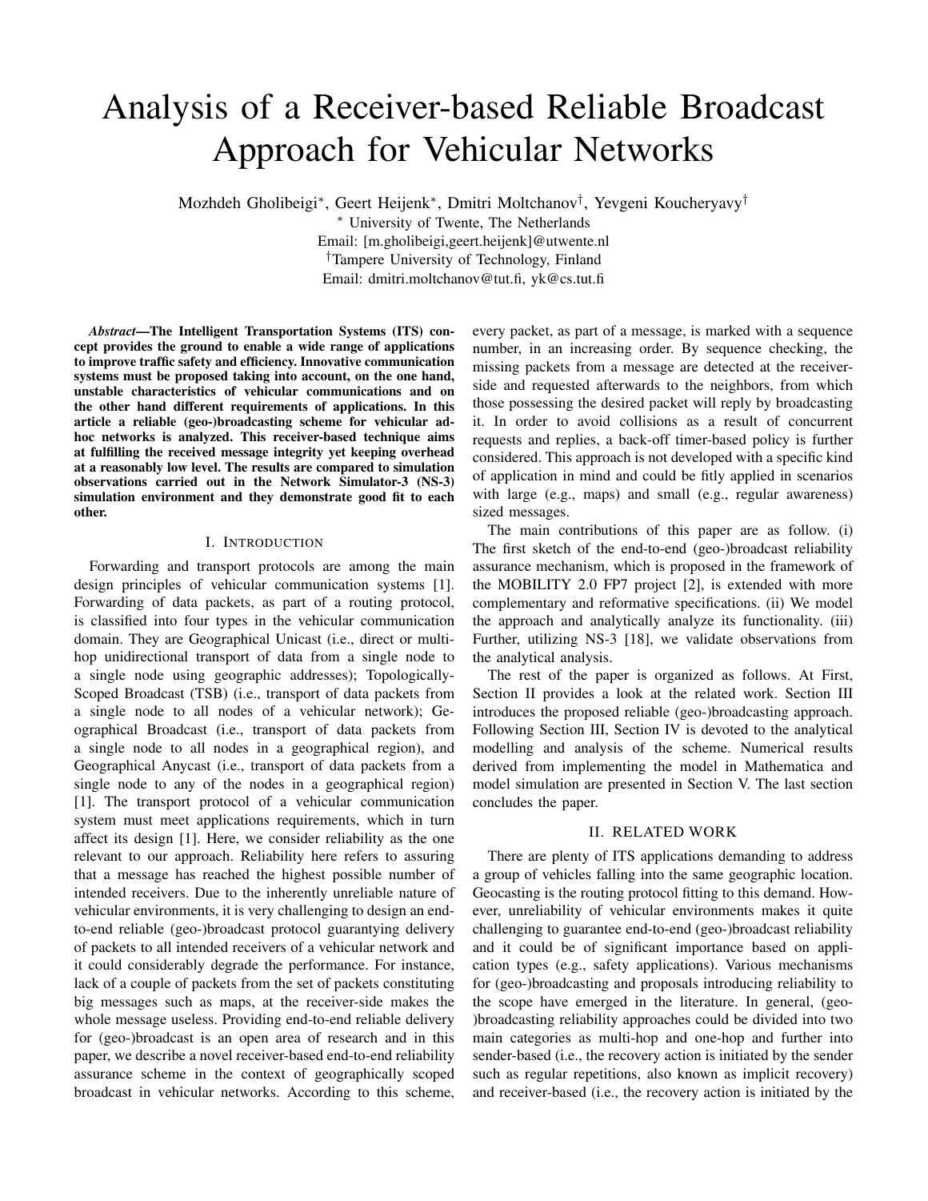# Analysis of a Receiver-based Reliable Broadcast Approach for Vehicular Networks

Mozhdeh Gholibeigi*, Geert Heijenk*, Dmitri Moltchanov†, Yevgeni Koucheryavy†

* University of Twente, The Netherlands
Email: [m.gholibeigi,geert.heijenk]@utwente.nl
†Tampere University of Technology, Finland
Email: dmitri.moltchanov@tut.fi, yk@cs.tut.fi

***Abstract*—The Intelligent Transportation Systems (ITS) concept provides the ground to enable a wide range of applications to improve traffic safety and efficiency. Innovative communication systems must be proposed taking into account, on the one hand, unstable characteristics of vehicular communications and on the other hand different requirements of applications. In this article a reliable (geo-)broadcasting scheme for vehicular ad-hoc networks is analyzed. This receiver-based technique aims at fulfilling the received message integrity yet keeping overhead at a reasonably low level. The results are compared to simulation observations carried out in the Network Simulator-3 (NS-3) simulation environment and they demonstrate good fit to each other.**

## I. Introduction

Forwarding and transport protocols are among the main design principles of vehicular communication systems [1]. Forwarding of data packets, as part of a routing protocol, is classified into four types in the vehicular communication domain. They are Geographical Unicast (i.e., direct or multi-hop unidirectional transport of data from a single node to a single node using geographic addresses); Topologically-Scoped Broadcast (TSB) (i.e., transport of data packets from a single node to all nodes of a vehicular network); Geographical Broadcast (i.e., transport of data packets from a single node to all nodes in a geographical region), and Geographical Anycast (i.e., transport of data packets from a single node to any of the nodes in a geographical region) [1]. The transport protocol of a vehicular communication system must meet applications requirements, which in turn affect its design [1]. Here, we consider reliability as the one relevant to our approach. Reliability here refers to assuring that a message has reached the highest possible number of intended receivers. Due to the inherently unreliable nature of vehicular environments, it is very challenging to design an end-to-end reliable (geo-)broadcast protocol guarantying delivery of packets to all intended receivers of a vehicular network and it could considerably degrade the performance. For instance, lack of a couple of packets from the set of packets constituting big messages such as maps, at the receiver-side makes the whole message useless. Providing end-to-end reliable delivery for (geo-)broadcast is an open area of research and in this paper, we describe a novel receiver-based end-to-end reliability assurance scheme in the context of geographically scoped broadcast in vehicular networks. According to this scheme, every packet, as part of a message, is marked with a sequence number, in an increasing order. By sequence checking, the missing packets from a message are detected at the receiver-side and requested afterwards to the neighbors, from which those possessing the desired packet will reply by broadcasting it. In order to avoid collisions as a result of concurrent requests and replies, a back-off timer-based policy is further considered. This approach is not developed with a specific kind of application in mind and could be fitly applied in scenarios with large (e.g., maps) and small (e.g., regular awareness) sized messages.

The main contributions of this paper are as follow. (i) The first sketch of the end-to-end (geo-)broadcast reliability assurance mechanism, which is proposed in the framework of the MOBILITY 2.0 FP7 project [2], is extended with more complementary and reformative specifications. (ii) We model the approach and analytically analyze its functionality. (iii) Further, utilizing NS-3 [18], we validate observations from the analytical analysis.

The rest of the paper is organized as follows. At First, Section II provides a look at the related work. Section III introduces the proposed reliable (geo-)broadcasting approach. Following Section III, Section IV is devoted to the analytical modelling and analysis of the scheme. Numerical results derived from implementing the model in Mathematica and model simulation are presented in Section V. The last section concludes the paper.

## II. Related Work

There are plenty of ITS applications demanding to address a group of vehicles falling into the same geographic location. Geocasting is the routing protocol fitting to this demand. However, unreliability of vehicular environments makes it quite challenging to guarantee end-to-end (geo-)broadcast reliability and it could be of significant importance based on application types (e.g., safety applications). Various mechanisms for (geo-)broadcasting and proposals introducing reliability to the scope have emerged in the literature. In general, (geo-)broadcasting reliability approaches could be divided into two main categories as multi-hop and one-hop and further into sender-based (i.e., the recovery action is initiated by the sender such as regular repetitions, also known as implicit recovery) and receiver-based (i.e., the recovery action is initiated by the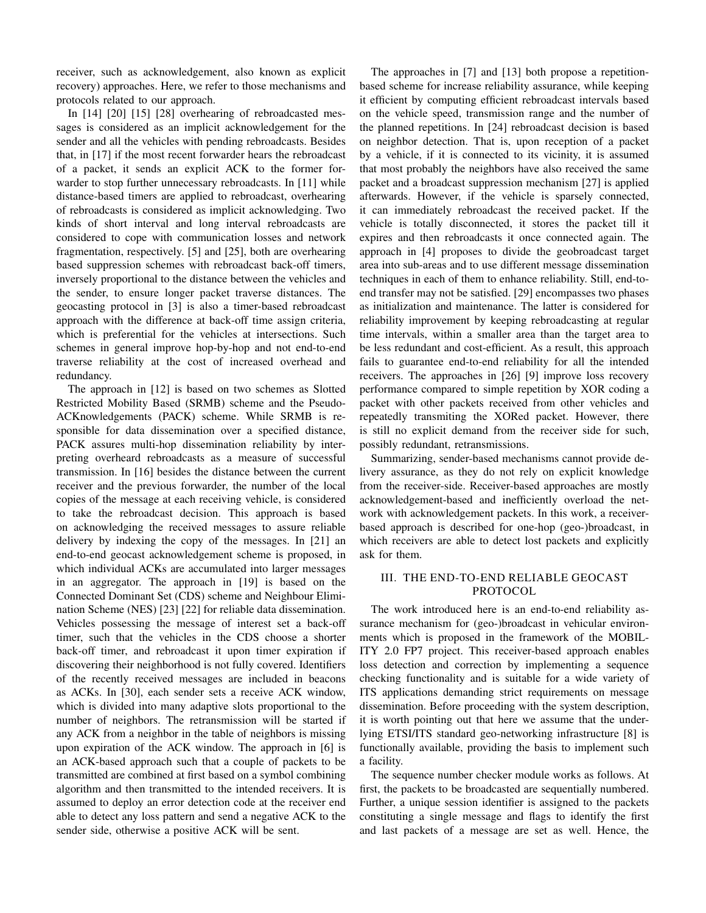receiver, such as acknowledgement, also known as explicit recovery) approaches. Here, we refer to those mechanisms and protocols related to our approach.

In [14] [20] [15] [28] overhearing of rebroadcasted messages is considered as an implicit acknowledgement for the sender and all the vehicles with pending rebroadcasts. Besides that, in [17] if the most recent forwarder hears the rebroadcast of a packet, it sends an explicit ACK to the former forwarder to stop further unnecessary rebroadcasts. In [11] while distance-based timers are applied to rebroadcast, overhearing of rebroadcasts is considered as implicit acknowledging. Two kinds of short interval and long interval rebroadcasts are considered to cope with communication losses and network fragmentation, respectively. [5] and [25], both are overhearing based suppression schemes with rebroadcast back-off timers, inversely proportional to the distance between the vehicles and the sender, to ensure longer packet traverse distances. The geocasting protocol in [3] is also a timer-based rebroadcast approach with the difference at back-off time assign criteria, which is preferential for the vehicles at intersections. Such schemes in general improve hop-by-hop and not end-to-end traverse reliability at the cost of increased overhead and redundancy.

The approach in [12] is based on two schemes as Slotted Restricted Mobility Based (SRMB) scheme and the Pseudo-ACKnowledgements (PACK) scheme. While SRMB is responsible for data dissemination over a specified distance, PACK assures multi-hop dissemination reliability by interpreting overheard rebroadcasts as a measure of successful transmission. In [16] besides the distance between the current receiver and the previous forwarder, the number of the local copies of the message at each receiving vehicle, is considered to take the rebroadcast decision. This approach is based on acknowledging the received messages to assure reliable delivery by indexing the copy of the messages. In [21] an end-to-end geocast acknowledgement scheme is proposed, in which individual ACKs are accumulated into larger messages in an aggregator. The approach in [19] is based on the Connected Dominant Set (CDS) scheme and Neighbour Elimination Scheme (NES) [23] [22] for reliable data dissemination. Vehicles possessing the message of interest set a back-off timer, such that the vehicles in the CDS choose a shorter back-off timer, and rebroadcast it upon timer expiration if discovering their neighborhood is not fully covered. Identifiers of the recently received messages are included in beacons as ACKs. In [30], each sender sets a receive ACK window, which is divided into many adaptive slots proportional to the number of neighbors. The retransmission will be started if any ACK from a neighbor in the table of neighbors is missing upon expiration of the ACK window. The approach in [6] is an ACK-based approach such that a couple of packets to be transmitted are combined at first based on a symbol combining algorithm and then transmitted to the intended receivers. It is assumed to deploy an error detection code at the receiver end able to detect any loss pattern and send a negative ACK to the sender side, otherwise a positive ACK will be sent.

The approaches in [7] and [13] both propose a repetition-based scheme for increase reliability assurance, while keeping it efficient by computing efficient rebroadcast intervals based on the vehicle speed, transmission range and the number of the planned repetitions. In [24] rebroadcast decision is based on neighbor detection. That is, upon reception of a packet by a vehicle, if it is connected to its vicinity, it is assumed that most probably the neighbors have also received the same packet and a broadcast suppression mechanism [27] is applied afterwards. However, if the vehicle is sparsely connected, it can immediately rebroadcast the received packet. If the vehicle is totally disconnected, it stores the packet till it expires and then rebroadcasts it once connected again. The approach in [4] proposes to divide the geobroadcast target area into sub-areas and to use different message dissemination techniques in each of them to enhance reliability. Still, end-to-end transfer may not be satisfied. [29] encompasses two phases as initialization and maintenance. The latter is considered for reliability improvement by keeping rebroadcasting at regular time intervals, within a smaller area than the target area to be less redundant and cost-efficient. As a result, this approach fails to guarantee end-to-end reliability for all the intended receivers. The approaches in [26] [9] improve loss recovery performance compared to simple repetition by XOR coding a packet with other packets received from other vehicles and repeatedly transmiting the XORed packet. However, there is still no explicit demand from the receiver side for such, possibly redundant, retransmissions.

Summarizing, sender-based mechanisms cannot provide delivery assurance, as they do not rely on explicit knowledge from the receiver-side. Receiver-based approaches are mostly acknowledgement-based and inefficiently overload the network with acknowledgement packets. In this work, a receiver-based approach is described for one-hop (geo-)broadcast, in which receivers are able to detect lost packets and explicitly ask for them.

## III. The End-to-End Reliable Geocast Protocol

The work introduced here is an end-to-end reliability assurance mechanism for (geo-)broadcast in vehicular environments which is proposed in the framework of the MOBILITY 2.0 FP7 project. This receiver-based approach enables loss detection and correction by implementing a sequence checking functionality and is suitable for a wide variety of ITS applications demanding strict requirements on message dissemination. Before proceeding with the system description, it is worth pointing out that here we assume that the underlying ETSI/ITS standard geo-networking infrastructure [8] is functionally available, providing the basis to implement such a facility.

The sequence number checker module works as follows. At first, the packets to be broadcasted are sequentially numbered. Further, a unique session identifier is assigned to the packets constituting a single message and flags to identify the first and last packets of a message are set as well. Hence, the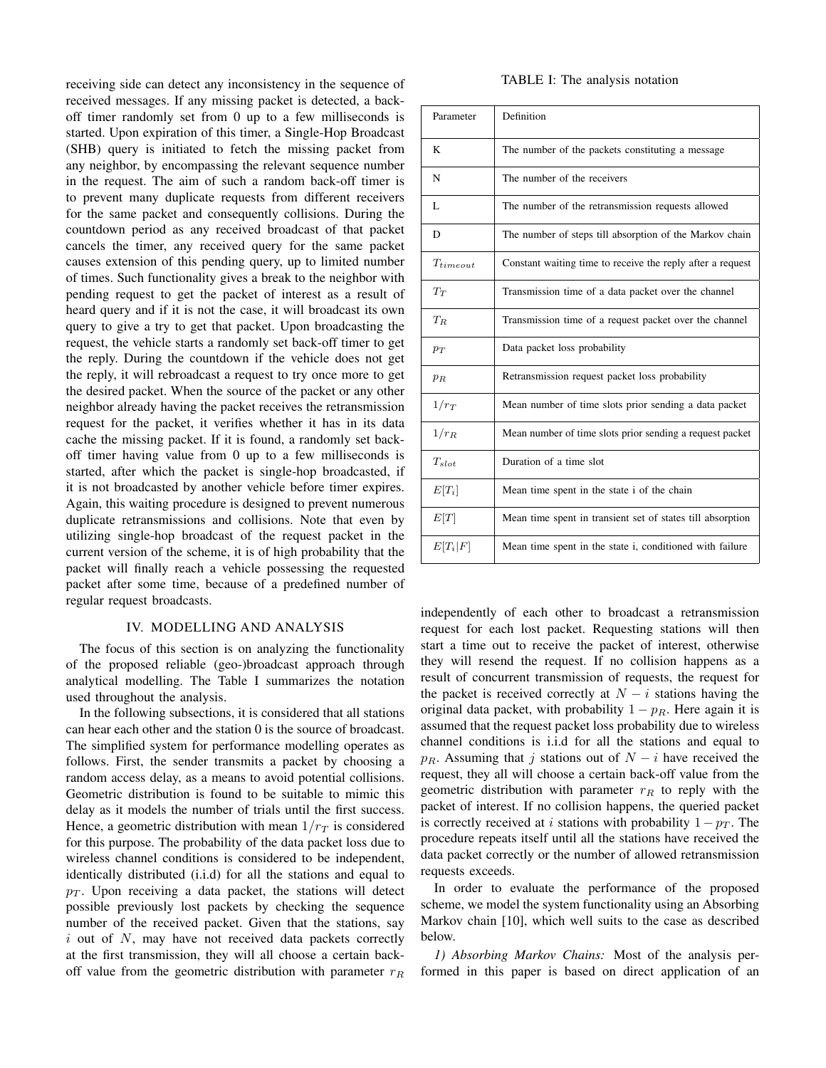receiving side can detect any inconsistency in the sequence of received messages. If any missing packet is detected, a back-off timer randomly set from 0 up to a few milliseconds is started. Upon expiration of this timer, a Single-Hop Broadcast (SHB) query is initiated to fetch the missing packet from any neighbor, by encompassing the relevant sequence number in the request. The aim of such a random back-off timer is to prevent many duplicate requests from different receivers for the same packet and consequently collisions. During the countdown period as any received broadcast of that packet cancels the timer, any received query for the same packet causes extension of this pending query, up to limited number of times. Such functionality gives a break to the neighbor with pending request to get the packet of interest as a result of heard query and if it is not the case, it will broadcast its own query to give a try to get that packet. Upon broadcasting the request, the vehicle starts a randomly set back-off timer to get the reply. During the countdown if the vehicle does not get the reply, it will rebroadcast a request to try once more to get the desired packet. When the source of the packet or any other neighbor already having the packet receives the retransmission request for the packet, it verifies whether it has in its data cache the missing packet. If it is found, a randomly set back-off timer having value from 0 up to a few milliseconds is started, after which the packet is single-hop broadcasted, if it is not broadcasted by another vehicle before timer expires. Again, this waiting procedure is designed to prevent numerous duplicate retransmissions and collisions. Note that even by utilizing single-hop broadcast of the request packet in the current version of the scheme, it is of high probability that the packet will finally reach a vehicle possessing the requested packet after some time, because of a predefined number of regular request broadcasts.

## IV. Modelling and Analysis

The focus of this section is on analyzing the functionality of the proposed reliable (geo-)broadcast approach through analytical modelling. The Table I summarizes the notation used throughout the analysis.

TABLE I: The analysis notation

| Parameter | Definition |
|---|---|
| K | The number of the packets constituting a message |
| N | The number of the receivers |
| L | The number of the retransmission requests allowed |
| D | The number of steps till absorption of the Markov chain |
| $T_{timeout}$ | Constant waiting time to receive the reply after a request |
| $T_T$ | Transmission time of a data packet over the channel |
| $T_R$ | Transmission time of a request packet over the channel |
| $p_T$ | Data packet loss probability |
| $p_R$ | Retransmission request packet loss probability |
| $1/r_T$ | Mean number of time slots prior sending a data packet |
| $1/r_R$ | Mean number of time slots prior sending a request packet |
| $T_{slot}$ | Duration of a time slot |
| $E[T_i]$ | Mean time spent in the state i of the chain |
| $E[T]$ | Mean time spent in transient set of states till absorption |
| $E[T_i\|F]$ | Mean time spent in the state i, conditioned with failure |

In the following subsections, it is considered that all stations can hear each other and the station 0 is the source of broadcast. The simplified system for performance modelling operates as follows. First, the sender transmits a packet by choosing a random access delay, as a means to avoid potential collisions. Geometric distribution is found to be suitable to mimic this delay as it models the number of trials until the first success. Hence, a geometric distribution with mean $1/r_T$ is considered for this purpose. The probability of the data packet loss due to wireless channel conditions is considered to be independent, identically distributed (i.i.d) for all the stations and equal to $p_T$. Upon receiving a data packet, the stations will detect possible previously lost packets by checking the sequence number of the received packet. Given that the stations, say $i$ out of $N$, may have not received data packets correctly at the first transmission, they will all choose a certain back-off value from the geometric distribution with parameter $r_R$ independently of each other to broadcast a retransmission request for each lost packet. Requesting stations will then start a time out to receive the packet of interest, otherwise they will resend the request. If no collision happens as a result of concurrent transmission of requests, the request for the packet is received correctly at $N-i$ stations having the original data packet, with probability $1-p_R$. Here again it is assumed that the request packet loss probability due to wireless channel conditions is i.i.d for all the stations and equal to $p_R$. Assuming that $j$ stations out of $N-i$ have received the request, they all will choose a certain back-off value from the geometric distribution with parameter $r_R$ to reply with the packet of interest. If no collision happens, the queried packet is correctly received at $i$ stations with probability $1-p_T$. The procedure repeats itself until all the stations have received the data packet correctly or the number of allowed retransmission requests exceeds.

In order to evaluate the performance of the proposed scheme, we model the system functionality using an Absorbing Markov chain [10], which well suits to the case as described below.

*1) Absorbing Markov Chains:* Most of the analysis performed in this paper is based on direct application of an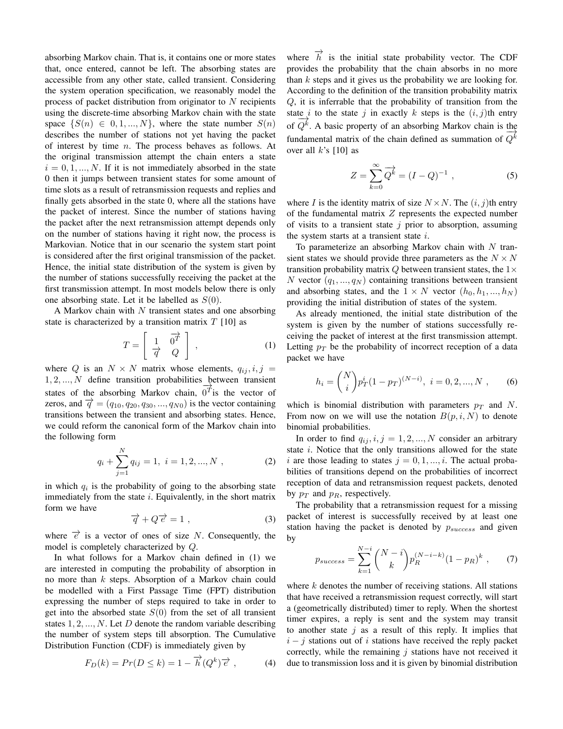absorbing Markov chain. That is, it contains one or more states that, once entered, cannot be left. The absorbing states are accessible from any other state, called transient. Considering the system operation specification, we reasonably model the process of packet distribution from originator to $N$ recipients using the discrete-time absorbing Markov chain with the state space $\{S(n) \in 0, 1, ..., N\}$, where the state number $S(n)$ describes the number of stations not yet having the packet of interest by time $n$. The process behaves as follows. At the original transmission attempt the chain enters a state $i = 0, 1, ..., N$. If it is not immediately absorbed in the state 0 then it jumps between transient states for some amount of time slots as a result of retransmission requests and replies and finally gets absorbed in the state 0, where all the stations have the packet of interest. Since the number of stations having the packet after the next retransmission attempt depends only on the number of stations having it right now, the process is Markovian. Notice that in our scenario the system start point is considered after the first original transmission of the packet. Hence, the initial state distribution of the system is given by the number of stations successfully receiving the packet at the first transmission attempt. In most models below there is only one absorbing state. Let it be labelled as $S(0)$.

A Markov chain with $N$ transient states and one absorbing state is characterized by a transition matrix $T$ [10] as

$$T = \begin{bmatrix} 1 & \overrightarrow{0^T} \\ \overrightarrow{q} & Q \end{bmatrix} , \tag{1}$$

where $Q$ is an $N \times N$ matrix whose elements, $q_{ij}, i, j = 1, 2, ..., N$ define transition probabilities between transient states of the absorbing Markov chain, $\overrightarrow{0^T}$ is the vector of zeros, and $\overrightarrow{q} = (q_{10}, q_{20}, q_{30}, ..., q_{N0})$ is the vector containing transitions between the transient and absorbing states. Hence, we could reform the canonical form of the Markov chain into the following form

$$q_i + \sum_{j=1}^{N} q_{ij} = 1, \; i = 1, 2, ..., N \; , \tag{2}$$

in which $q_i$ is the probability of going to the absorbing state immediately from the state $i$. Equivalently, in the short matrix form we have

$$\overrightarrow{q} + Q\overrightarrow{e} = 1 \; , \tag{3}$$

where $\overrightarrow{e}$ is a vector of ones of size $N$. Consequently, the model is completely characterized by $Q$.

In what follows for a Markov chain defined in (1) we are interested in computing the probability of absorption in no more than $k$ steps. Absorption of a Markov chain could be modelled with a First Passage Time (FPT) distribution expressing the number of steps required to take in order to get into the absorbed state $S(0)$ from the set of all transient states $1, 2, ..., N$. Let $D$ denote the random variable describing the number of system steps till absorption. The Cumulative Distribution Function (CDF) is immediately given by

$$F_D(k) = Pr(D \leq k) = 1 - \overrightarrow{h}(Q^k)\overrightarrow{e} \; , \tag{4}$$

where $\overrightarrow{h}$ is the initial state probability vector. The CDF provides the probability that the chain absorbs in no more than $k$ steps and it gives us the probability we are looking for. According to the definition of the transition probability matrix $Q$, it is inferrable that the probability of transition from the state $i$ to the state $j$ in exactly $k$ steps is the $(i, j)$th entry of $\overrightarrow{Q^k}$. A basic property of an absorbing Markov chain is the fundamental matrix of the chain defined as summation of $\overrightarrow{Q^k}$ over all $k$'s [10] as

$$Z = \sum_{k=0}^{\infty} \overrightarrow{Q^k} = (I - Q)^{-1} \; , \tag{5}$$

where $I$ is the identity matrix of size $N \times N$. The $(i, j)$th entry of the fundamental matrix $Z$ represents the expected number of visits to a transient state $j$ prior to absorption, assuming the system starts at a transient state $i$.

To parameterize an absorbing Markov chain with $N$ transient states we should provide three parameters as the $N \times N$ transition probability matrix $Q$ between transient states, the $1 \times N$ vector $(q_1, ..., q_N)$ containing transitions between transient and absorbing states, and the $1 \times N$ vector $(h_0, h_1, ..., h_N)$ providing the initial distribution of states of the system.

As already mentioned, the initial state distribution of the system is given by the number of stations successfully receiving the packet of interest at the first transmission attempt. Letting $p_T$ be the probability of incorrect reception of a data packet we have

$$h_i = \binom{N}{i} p_T^i (1 - p_T)^{(N-i)}, \; i = 0, 2, ..., N \; , \tag{6}$$

which is binomial distribution with parameters $p_T$ and $N$. From now on we will use the notation $B(p, i, N)$ to denote binomial probabilities.

In order to find $q_{ij}, i, j = 1, 2, ..., N$ consider an arbitrary state $i$. Notice that the only transitions allowed for the state $i$ are those leading to states $j = 0, 1, ..., i$. The actual probabilities of transitions depend on the probabilities of incorrect reception of data and retransmission request packets, denoted by $p_T$ and $p_R$, respectively.

The probability that a retransmission request for a missing packet of interest is successfully received by at least one station having the packet is denoted by $p_{success}$ and given by

$$p_{success} = \sum_{k=1}^{N-i} \binom{N-i}{k} p_R^{(N-i-k)} (1 - p_R)^k \; , \tag{7}$$

where $k$ denotes the number of receiving stations. All stations that have received a retransmission request correctly, will start a (geometrically distributed) timer to reply. When the shortest timer expires, a reply is sent and the system may transit to another state $j$ as a result of this reply. It implies that $i - j$ stations out of $i$ stations have received the reply packet correctly, while the remaining $j$ stations have not received it due to transmission loss and it is given by binomial distribution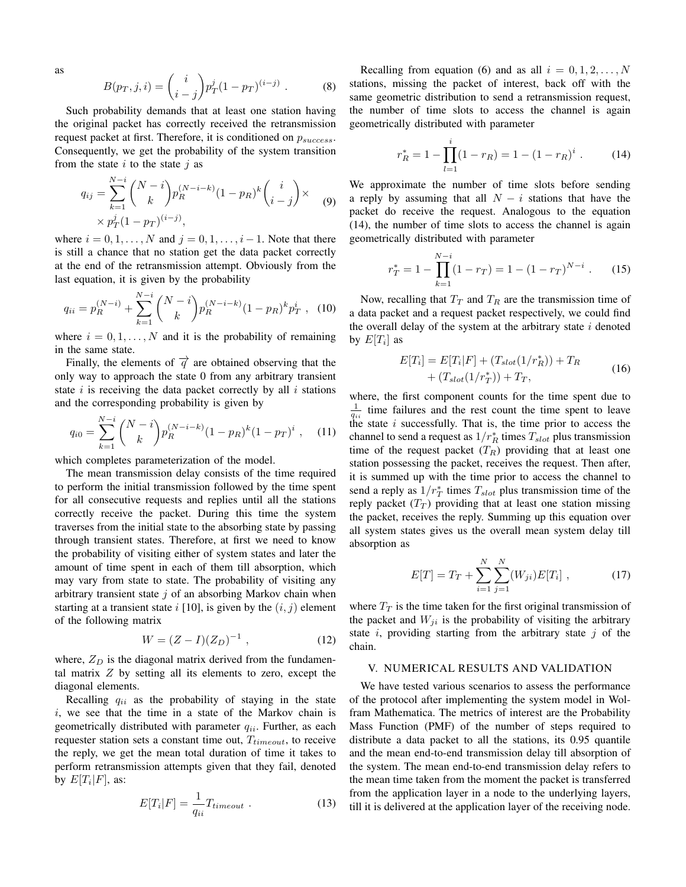as

$$B(p_T, j, i) = \binom{i}{i-j} p_T^j (1-p_T)^{(i-j)} \ . \tag{8}$$

Such probability demands that at least one station having the original packet has correctly received the retransmission request packet at first. Therefore, it is conditioned on $p_{success}$. Consequently, we get the probability of the system transition from the state $i$ to the state $j$ as

$$q_{ij} = \sum_{k=1}^{N-i} \binom{N-i}{k} p_R^{(N-i-k)} (1-p_R)^k \binom{i}{i-j} \times \\ \times p_T^j (1-p_T)^{(i-j)}, \tag{9}$$

where $i = 0, 1, \ldots, N$ and $j = 0, 1, \ldots, i-1$. Note that there is still a chance that no station get the data packet correctly at the end of the retransmission attempt. Obviously from the last equation, it is given by the probability

$$q_{ii} = p_R^{(N-i)} + \sum_{k=1}^{N-i} \binom{N-i}{k} p_R^{(N-i-k)} (1-p_R)^k p_T^i \ , \tag{10}$$

where $i = 0, 1, \ldots, N$ and it is the probability of remaining in the same state.

Finally, the elements of $\overrightarrow{q}$ are obtained observing that the only way to approach the state 0 from any arbitrary transient state $i$ is receiving the data packet correctly by all $i$ stations and the corresponding probability is given by

$$q_{i0} = \sum_{k=1}^{N-i} \binom{N-i}{k} p_R^{(N-i-k)} (1-p_R)^k (1-p_T)^i \ , \tag{11}$$

which completes parameterization of the model.

The mean transmission delay consists of the time required to perform the initial transmission followed by the time spent for all consecutive requests and replies until all the stations correctly receive the packet. During this time the system traverses from the initial state to the absorbing state by passing through transient states. Therefore, at first we need to know the probability of visiting either of system states and later the amount of time spent in each of them till absorption, which may vary from state to state. The probability of visiting any arbitrary transient state $j$ of an absorbing Markov chain when starting at a transient state $i$ [10], is given by the $(i, j)$ element of the following matrix

$$W = (Z - I)(Z_D)^{-1} \ , \tag{12}$$

where, $Z_D$ is the diagonal matrix derived from the fundamental matrix $Z$ by setting all its elements to zero, except the diagonal elements.

Recalling $q_{ii}$ as the probability of staying in the state $i$, we see that the time in a state of the Markov chain is geometrically distributed with parameter $q_{ii}$. Further, as each requester station sets a constant time out, $T_{timeout}$, to receive the reply, we get the mean total duration of time it takes to perform retransmission attempts given that they fail, denoted by $E[T_i|F]$, as:

$$E[T_i|F] = \frac{1}{q_{ii}} T_{timeout} \ . \tag{13}$$

Recalling from equation (6) and as all $i = 0, 1, 2, \ldots, N$ stations, missing the packet of interest, back off with the same geometric distribution to send a retransmission request, the number of time slots to access the channel is again geometrically distributed with parameter

$$r_R^* = 1 - \prod_{l=1}^{i} (1 - r_R) = 1 - (1 - r_R)^i \ . \tag{14}$$

We approximate the number of time slots before sending a reply by assuming that all $N - i$ stations that have the packet do receive the request. Analogous to the equation (14), the number of time slots to access the channel is again geometrically distributed with parameter

$$r_T^* = 1 - \prod_{k=1}^{N-i} (1 - r_T) = 1 - (1 - r_T)^{N-i} \ . \tag{15}$$

Now, recalling that $T_T$ and $T_R$ are the transmission time of a data packet and a request packet respectively, we could find the overall delay of the system at the arbitrary state $i$ denoted by $E[T_i]$ as

$$E[T_i] = E[T_i|F] + (T_{slot}(1/r_R^*)) + T_R \\ + (T_{slot}(1/r_T^*)) + T_T, \tag{16}$$

where, the first component counts for the time spent due to $\frac{1}{q_{ii}}$ time failures and the rest count the time spent to leave the state $i$ successfully. That is, the time prior to access the channel to send a request as $1/r_R^*$ times $T_{slot}$ plus transmission time of the request packet ($T_R$) providing that at least one station possessing the packet, receives the request. Then after, it is summed up with the time prior to access the channel to send a reply as $1/r_T^*$ times $T_{slot}$ plus transmission time of the reply packet ($T_T$) providing that at least one station missing the packet, receives the reply. Summing up this equation over all system states gives us the overall mean system delay till absorption as

$$E[T] = T_T + \sum_{i=1}^{N} \sum_{j=1}^{N} (W_{ji}) E[T_i] \ , \tag{17}$$

where $T_T$ is the time taken for the first original transmission of the packet and $W_{ji}$ is the probability of visiting the arbitrary state $i$, providing starting from the arbitrary state $j$ of the chain.

## V. NUMERICAL RESULTS AND VALIDATION

We have tested various scenarios to assess the performance of the protocol after implementing the system model in Wolfram Mathematica. The metrics of interest are the Probability Mass Function (PMF) of the number of steps required to distribute a data packet to all the stations, its 0.95 quantile and the mean end-to-end transmission delay till absorption of the system. The mean end-to-end transmission delay refers to the mean time taken from the moment the packet is transferred from the application layer in a node to the underlying layers, till it is delivered at the application layer of the receiving node.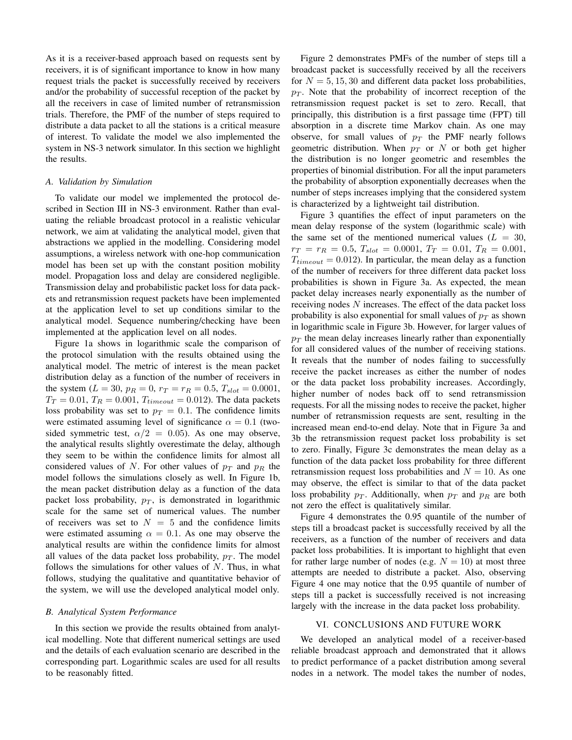As it is a receiver-based approach based on requests sent by receivers, it is of significant importance to know in how many request trials the packet is successfully received by receivers and/or the probability of successful reception of the packet by all the receivers in case of limited number of retransmission trials. Therefore, the PMF of the number of steps required to distribute a data packet to all the stations is a critical measure of interest. To validate the model we also implemented the system in NS-3 network simulator. In this section we highlight the results.

### *A. Validation by Simulation*

To validate our model we implemented the protocol described in Section III in NS-3 environment. Rather than evaluating the reliable broadcast protocol in a realistic vehicular network, we aim at validating the analytical model, given that abstractions we applied in the modelling. Considering model assumptions, a wireless network with one-hop communication model has been set up with the constant position mobility model. Propagation loss and delay are considered negligible. Transmission delay and probabilistic packet loss for data packets and retransmission request packets have been implemented at the application level to set up conditions similar to the analytical model. Sequence numbering/checking have been implemented at the application level on all nodes.

Figure 1a shows in logarithmic scale the comparison of the protocol simulation with the results obtained using the analytical model. The metric of interest is the mean packet distribution delay as a function of the number of receivers in the system ($L = 30$, $p_R = 0$, $r_T = r_R = 0.5$, $T_{slot} = 0.0001$, $T_T = 0.01$, $T_R = 0.001$, $T_{timeout} = 0.012$). The data packets loss probability was set to $p_T = 0.1$. The confidence limits were estimated assuming level of significance $\alpha = 0.1$ (two-sided symmetric test, $\alpha/2 = 0.05$). As one may observe, the analytical results slightly overestimate the delay, although they seem to be within the confidence limits for almost all considered values of $N$. For other values of $p_T$ and $p_R$ the model follows the simulations closely as well. In Figure 1b, the mean packet distribution delay as a function of the data packet loss probability, $p_T$, is demonstrated in logarithmic scale for the same set of numerical values. The number of receivers was set to $N = 5$ and the confidence limits were estimated assuming $\alpha = 0.1$. As one may observe the analytical results are within the confidence limits for almost all values of the data packet loss probability, $p_T$. The model follows the simulations for other values of $N$. Thus, in what follows, studying the qualitative and quantitative behavior of the system, we will use the developed analytical model only.

### *B. Analytical System Performance*

In this section we provide the results obtained from analytical modelling. Note that different numerical settings are used and the details of each evaluation scenario are described in the corresponding part. Logarithmic scales are used for all results to be reasonably fitted.

Figure 2 demonstrates PMFs of the number of steps till a broadcast packet is successfully received by all the receivers for $N = 5, 15, 30$ and different data packet loss probabilities, $p_T$. Note that the probability of incorrect reception of the retransmission request packet is set to zero. Recall, that principally, this distribution is a first passage time (FPT) till absorption in a discrete time Markov chain. As one may observe, for small values of $p_T$ the PMF nearly follows geometric distribution. When $p_T$ or $N$ or both get higher the distribution is no longer geometric and resembles the properties of binomial distribution. For all the input parameters the probability of absorption exponentially decreases when the number of steps increases implying that the considered system is characterized by a lightweight tail distribution.

Figure 3 quantifies the effect of input parameters on the mean delay response of the system (logarithmic scale) with the same set of the mentioned numerical values ($L = 30$, $r_T = r_R = 0.5$, $T_{slot} = 0.0001$, $T_T = 0.01$, $T_R = 0.001$, $T_{timeout} = 0.012$). In particular, the mean delay as a function of the number of receivers for three different data packet loss probabilities is shown in Figure 3a. As expected, the mean packet delay increases nearly exponentially as the number of receiving nodes $N$ increases. The effect of the data packet loss probability is also exponential for small values of $p_T$ as shown in logarithmic scale in Figure 3b. However, for larger values of $p_T$ the mean delay increases linearly rather than exponentially for all considered values of the number of receiving stations. It reveals that the number of nodes failing to successfully receive the packet increases as either the number of nodes or the data packet loss probability increases. Accordingly, higher number of nodes back off to send retransmission requests. For all the missing nodes to receive the packet, higher number of retransmission requests are sent, resulting in the increased mean end-to-end delay. Note that in Figure 3a and 3b the retransmission request packet loss probability is set to zero. Finally, Figure 3c demonstrates the mean delay as a function of the data packet loss probability for three different retransmission request loss probabilities and $N = 10$. As one may observe, the effect is similar to that of the data packet loss probability $p_T$. Additionally, when $p_T$ and $p_R$ are both not zero the effect is qualitatively similar.

Figure 4 demonstrates the 0.95 quantile of the number of steps till a broadcast packet is successfully received by all the receivers, as a function of the number of receivers and data packet loss probabilities. It is important to highlight that even for rather large number of nodes (e.g. $N = 10$) at most three attempts are needed to distribute a packet. Also, observing Figure 4 one may notice that the 0.95 quantile of number of steps till a packet is successfully received is not increasing largely with the increase in the data packet loss probability.

## VI. CONCLUSIONS AND FUTURE WORK

We developed an analytical model of a receiver-based reliable broadcast approach and demonstrated that it allows to predict performance of a packet distribution among several nodes in a network. The model takes the number of nodes,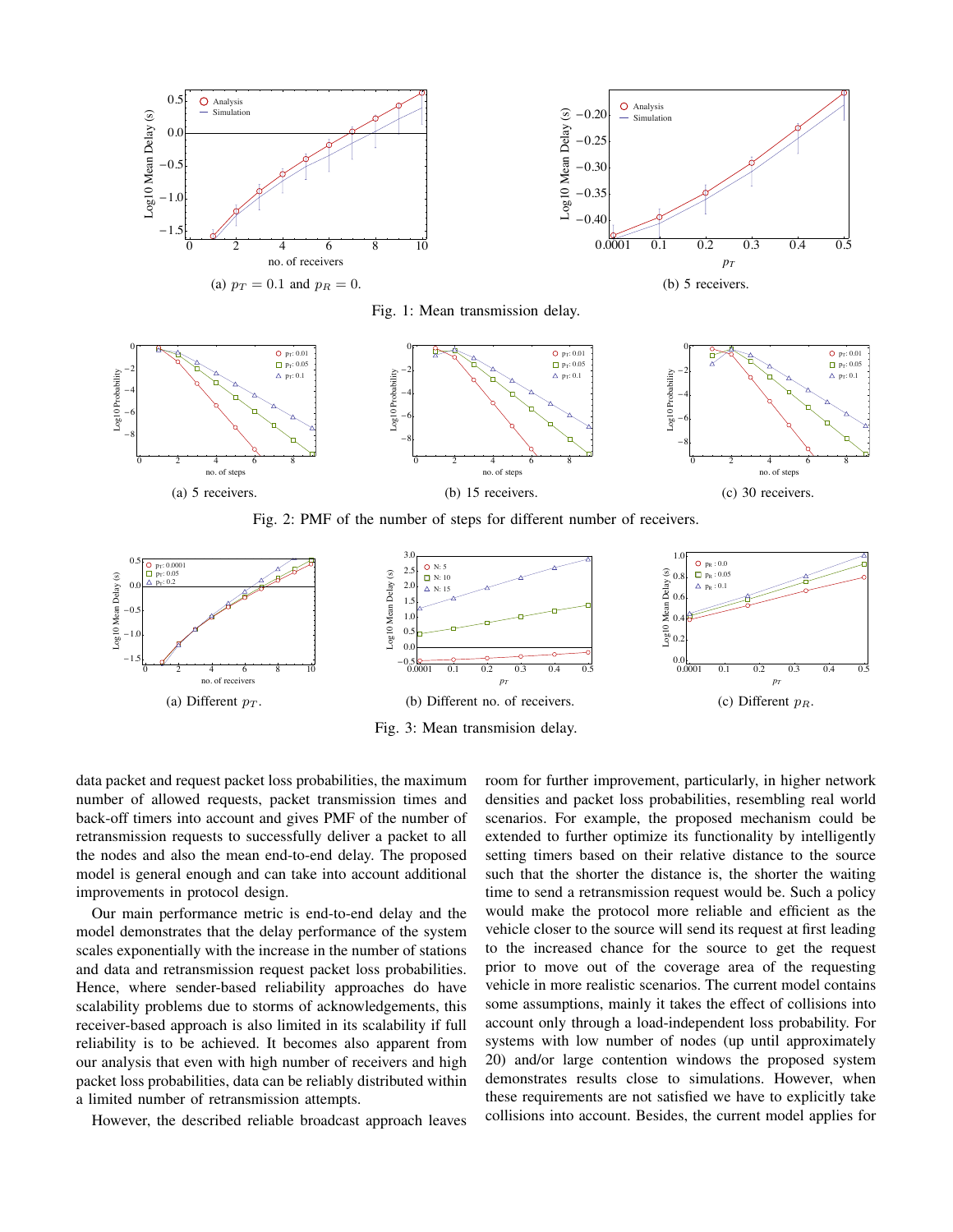Log10 Mean Delay (s)

0.5
0.0
−0.5
−1.0
−1.5

0 2 4 6 8 10

no. of receivers

Analysis
Simulation

(a) $p_T = 0.1$ and $p_R = 0$.

Log10 Mean Delay (s)

−0.20
−0.25
−0.30
−0.35
−0.40

0.0001 0.1 0.2 0.3 0.4 0.5

$p_T$

Analysis
Simulation

(b) 5 receivers.

Fig. 1: Mean transmission delay.

Log10 Probability

no. of steps

$p_T$: 0.01
$p_T$: 0.05
$p_T$: 0.1

(a) 5 receivers.

Log10 Probability

no. of steps

$p_T$: 0.01
$p_T$: 0.05
$p_T$: 0.1

(b) 15 receivers.

Log10 Probability

no. of steps

$p_T$: 0.01
$p_T$: 0.05
$p_T$: 0.1

(c) 30 receivers.

Fig. 2: PMF of the number of steps for different number of receivers.

Log10 Mean Delay (s)

no. of receivers

$p_T$: 0.0001
$p_T$: 0.05
$p_T$: 0.2

(a) Different $p_T$.

Log10 Mean Delay (s)

$p_T$

N: 5
N: 10
N: 15

(b) Different no. of receivers.

Log10 Mean Delay (s)

$p_T$

$p_R$ : 0.0
$p_R$ : 0.05
$p_R$ : 0.1

(c) Different $p_R$.

Fig. 3: Mean transmision delay.

data packet and request packet loss probabilities, the maximum number of allowed requests, packet transmission times and back-off timers into account and gives PMF of the number of retransmission requests to successfully deliver a packet to all the nodes and also the mean end-to-end delay. The proposed model is general enough and can take into account additional improvements in protocol design.

Our main performance metric is end-to-end delay and the model demonstrates that the delay performance of the system scales exponentially with the increase in the number of stations and data and retransmission request packet loss probabilities. Hence, where sender-based reliability approaches do have scalability problems due to storms of acknowledgements, this receiver-based approach is also limited in its scalability if full reliability is to be achieved. It becomes also apparent from our analysis that even with high number of receivers and high packet loss probabilities, data can be reliably distributed within a limited number of retransmission attempts.

However, the described reliable broadcast approach leaves room for further improvement, particularly, in higher network densities and packet loss probabilities, resembling real world scenarios. For example, the proposed mechanism could be extended to further optimize its functionality by intelligently setting timers based on their relative distance to the source such that the shorter the distance is, the shorter the waiting time to send a retransmission request would be. Such a policy would make the protocol more reliable and efficient as the vehicle closer to the source will send its request at first leading to the increased chance for the source to get the request prior to move out of the coverage area of the requesting vehicle in more realistic scenarios. The current model contains some assumptions, mainly it takes the effect of collisions into account only through a load-independent loss probability. For systems with low number of nodes (up until approximately 20) and/or large contention windows the proposed system demonstrates results close to simulations. However, when these requirements are not satisfied we have to explicitly take collisions into account. Besides, the current model applies for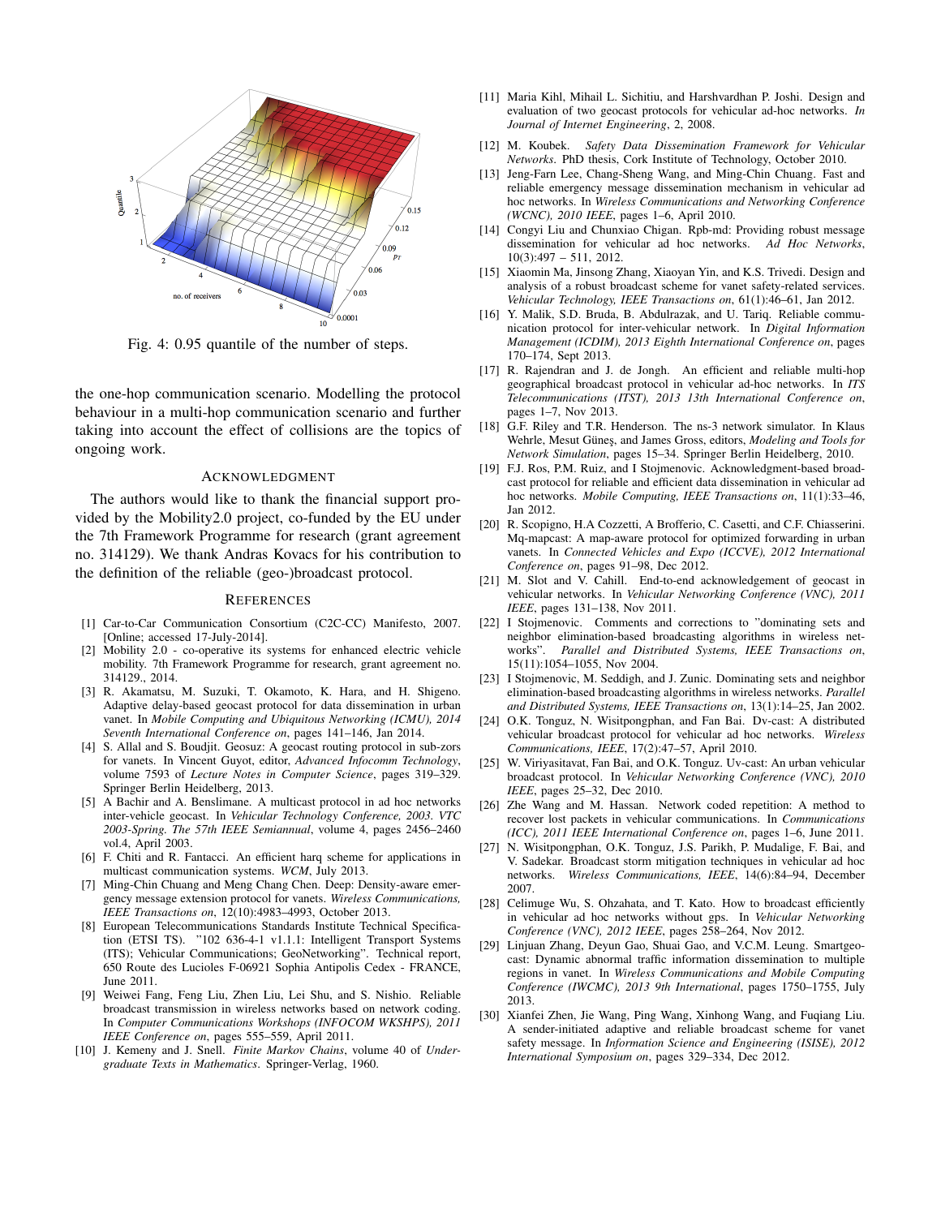Quantile

3

2

1

2

4

6

8

10

no. of receivers

0.0001

0.03

0.06

0.09

0.12

0.15

$p_T$

Fig. 4: 0.95 quantile of the number of steps.

the one-hop communication scenario. Modelling the protocol behaviour in a multi-hop communication scenario and further taking into account the effect of collisions are the topics of ongoing work.

## Acknowledgment

The authors would like to thank the financial support provided by the Mobility2.0 project, co-funded by the EU under the 7th Framework Programme for research (grant agreement no. 314129). We thank Andras Kovacs for his contribution to the definition of the reliable (geo-)broadcast protocol.

## References

[1] Car-to-Car Communication Consortium (C2C-CC) Manifesto, 2007. [Online; accessed 17-July-2014].

[2] Mobility 2.0 - co-operative its systems for enhanced electric vehicle mobility. 7th Framework Programme for research, grant agreement no. 314129., 2014.

[3] R. Akamatsu, M. Suzuki, T. Okamoto, K. Hara, and H. Shigeno. Adaptive delay-based geocast protocol for data dissemination in urban vanet. In *Mobile Computing and Ubiquitous Networking (ICMU), 2014 Seventh International Conference on*, pages 141–146, Jan 2014.

[4] S. Allal and S. Boudjit. Geosuz: A geocast routing protocol in sub-zors for vanets. In Vincent Guyot, editor, *Advanced Infocomm Technology*, volume 7593 of *Lecture Notes in Computer Science*, pages 319–329. Springer Berlin Heidelberg, 2013.

[5] A Bachir and A. Benslimane. A multicast protocol in ad hoc networks inter-vehicle geocast. In *Vehicular Technology Conference, 2003. VTC 2003-Spring. The 57th IEEE Semiannual*, volume 4, pages 2456–2460 vol.4, April 2003.

[6] F. Chiti and R. Fantacci. An efficient harq scheme for applications in multicast communication systems. *WCM*, July 2013.

[7] Ming-Chin Chuang and Meng Chang Chen. Deep: Density-aware emergency message extension protocol for vanets. *Wireless Communications, IEEE Transactions on*, 12(10):4983–4993, October 2013.

[8] European Telecommunications Standards Institute Technical Specification (ETSI TS). "102 636-4-1 v1.1.1: Intelligent Transport Systems (ITS); Vehicular Communications; GeoNetworking". Technical report, 650 Route des Lucioles F-06921 Sophia Antipolis Cedex - FRANCE, June 2011.

[9] Weiwei Fang, Feng Liu, Zhen Liu, Lei Shu, and S. Nishio. Reliable broadcast transmission in wireless networks based on network coding. In *Computer Communications Workshops (INFOCOM WKSHPS), 2011 IEEE Conference on*, pages 555–559, April 2011.

[10] J. Kemeny and J. Snell. *Finite Markov Chains*, volume 40 of *Undergraduate Texts in Mathematics*. Springer-Verlag, 1960.

[11] Maria Kihl, Mihail L. Sichitiu, and Harshvardhan P. Joshi. Design and evaluation of two geocast protocols for vehicular ad-hoc networks. *In Journal of Internet Engineering*, 2, 2008.

[12] M. Koubek. *Safety Data Dissemination Framework for Vehicular Networks*. PhD thesis, Cork Institute of Technology, October 2010.

[13] Jeng-Farn Lee, Chang-Sheng Wang, and Ming-Chin Chuang. Fast and reliable emergency message dissemination mechanism in vehicular ad hoc networks. In *Wireless Communications and Networking Conference (WCNC), 2010 IEEE*, pages 1–6, April 2010.

[14] Congyi Liu and Chunxiao Chigan. Rpb-md: Providing robust message dissemination for vehicular ad hoc networks. *Ad Hoc Networks*, 10(3):497 – 511, 2012.

[15] Xiaomin Ma, Jinsong Zhang, Xiaoyan Yin, and K.S. Trivedi. Design and analysis of a robust broadcast scheme for vanet safety-related services. *Vehicular Technology, IEEE Transactions on*, 61(1):46–61, Jan 2012.

[16] Y. Malik, S.D. Bruda, B. Abdulrazak, and U. Tariq. Reliable communication protocol for inter-vehicular network. In *Digital Information Management (ICDIM), 2013 Eighth International Conference on*, pages 170–174, Sept 2013.

[17] R. Rajendran and J. de Jongh. An efficient and reliable multi-hop geographical broadcast protocol in vehicular ad-hoc networks. In *ITS Telecommunications (ITST), 2013 13th International Conference on*, pages 1–7, Nov 2013.

[18] G.F. Riley and T.R. Henderson. The ns-3 network simulator. In Klaus Wehrle, Mesut Güneş, and James Gross, editors, *Modeling and Tools for Network Simulation*, pages 15–34. Springer Berlin Heidelberg, 2010.

[19] F.J. Ros, P.M. Ruiz, and I Stojmenovic. Acknowledgment-based broadcast protocol for reliable and efficient data dissemination in vehicular ad hoc networks. *Mobile Computing, IEEE Transactions on*, 11(1):33–46, Jan 2012.

[20] R. Scopigno, H.A Cozzetti, A Brofferio, C. Casetti, and C.F. Chiasserini. Mq-mapcast: A map-aware protocol for optimized forwarding in urban vanets. In *Connected Vehicles and Expo (ICCVE), 2012 International Conference on*, pages 91–98, Dec 2012.

[21] M. Slot and V. Cahill. End-to-end acknowledgement of geocast in vehicular networks. In *Vehicular Networking Conference (VNC), 2011 IEEE*, pages 131–138, Nov 2011.

[22] I Stojmenovic. Comments and corrections to "dominating sets and neighbor elimination-based broadcasting algorithms in wireless networks". *Parallel and Distributed Systems, IEEE Transactions on*, 15(11):1054–1055, Nov 2004.

[23] I Stojmenovic, M. Seddigh, and J. Zunic. Dominating sets and neighbor elimination-based broadcasting algorithms in wireless networks. *Parallel and Distributed Systems, IEEE Transactions on*, 13(1):14–25, Jan 2002.

[24] O.K. Tonguz, N. Wisitpongphan, and Fan Bai. Dv-cast: A distributed vehicular broadcast protocol for vehicular ad hoc networks. *Wireless Communications, IEEE*, 17(2):47–57, April 2010.

[25] W. Viriyasitavat, Fan Bai, and O.K. Tonguz. Uv-cast: An urban vehicular broadcast protocol. In *Vehicular Networking Conference (VNC), 2010 IEEE*, pages 25–32, Dec 2010.

[26] Zhe Wang and M. Hassan. Network coded repetition: A method to recover lost packets in vehicular communications. In *Communications (ICC), 2011 IEEE International Conference on*, pages 1–6, June 2011.

[27] N. Wisitpongphan, O.K. Tonguz, J.S. Parikh, P. Mudalige, F. Bai, and V. Sadekar. Broadcast storm mitigation techniques in vehicular ad hoc networks. *Wireless Communications, IEEE*, 14(6):84–94, December 2007.

[28] Celimuge Wu, S. Ohzahata, and T. Kato. How to broadcast efficiently in vehicular ad hoc networks without gps. In *Vehicular Networking Conference (VNC), 2012 IEEE*, pages 258–264, Nov 2012.

[29] Linjuan Zhang, Deyun Gao, Shuai Gao, and V.C.M. Leung. Smartgeocast: Dynamic abnormal traffic information dissemination to multiple regions in vanet. In *Wireless Communications and Mobile Computing Conference (IWCMC), 2013 9th International*, pages 1750–1755, July 2013.

[30] Xianfei Zhen, Jie Wang, Ping Wang, Xinhong Wang, and Fuqiang Liu. A sender-initiated adaptive and reliable broadcast scheme for vanet safety message. In *Information Science and Engineering (ISISE), 2012 International Symposium on*, pages 329–334, Dec 2012.